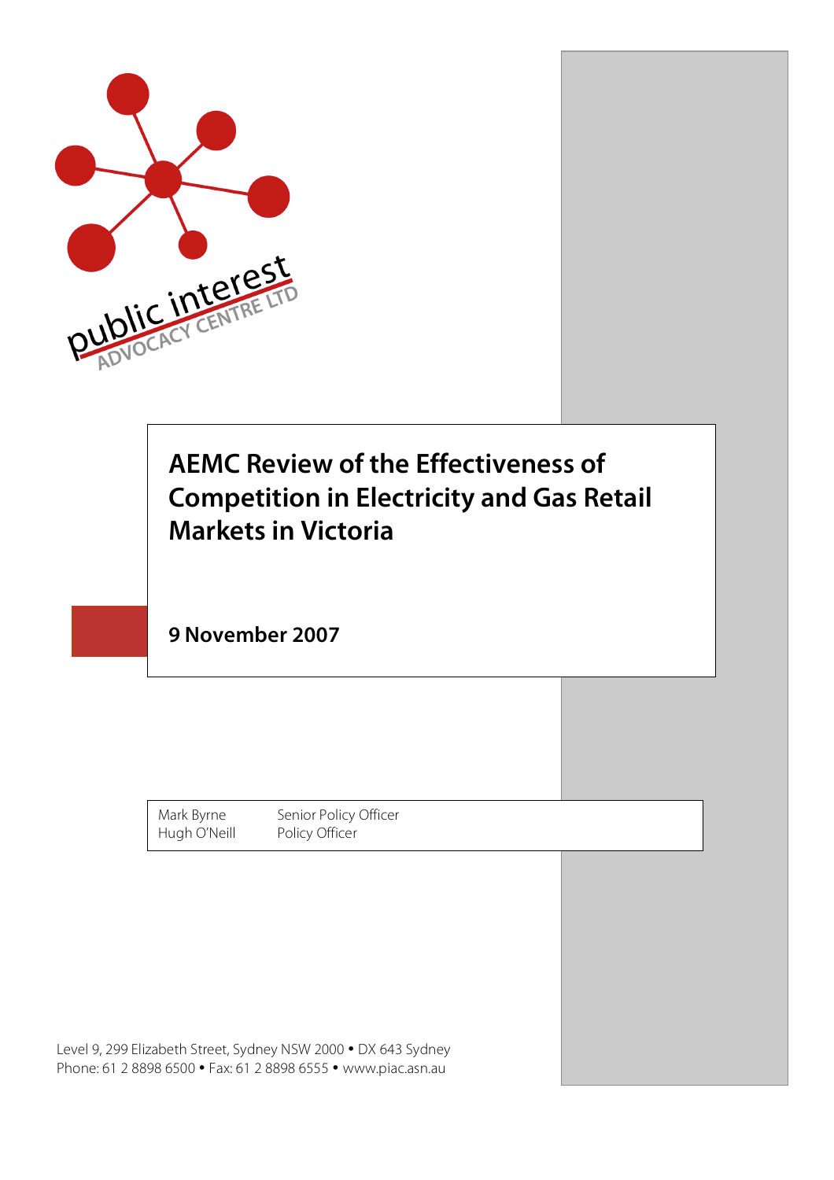public interest ADVOCACY CENTRE LTD

# AEMC Review of the Effectiveness of Competition in Electricity and Gas Retail Markets in Victoria

**9 November 2007**

| | |
|---|---|
| Mark Byrne | Senior Policy Officer |
| Hugh O'Neill | Policy Officer |

Level 9, 299 Elizabeth Street, Sydney NSW 2000 • DX 643 Sydney
Phone: 61 2 8898 6500 • Fax: 61 2 8898 6555 • www.piac.asn.au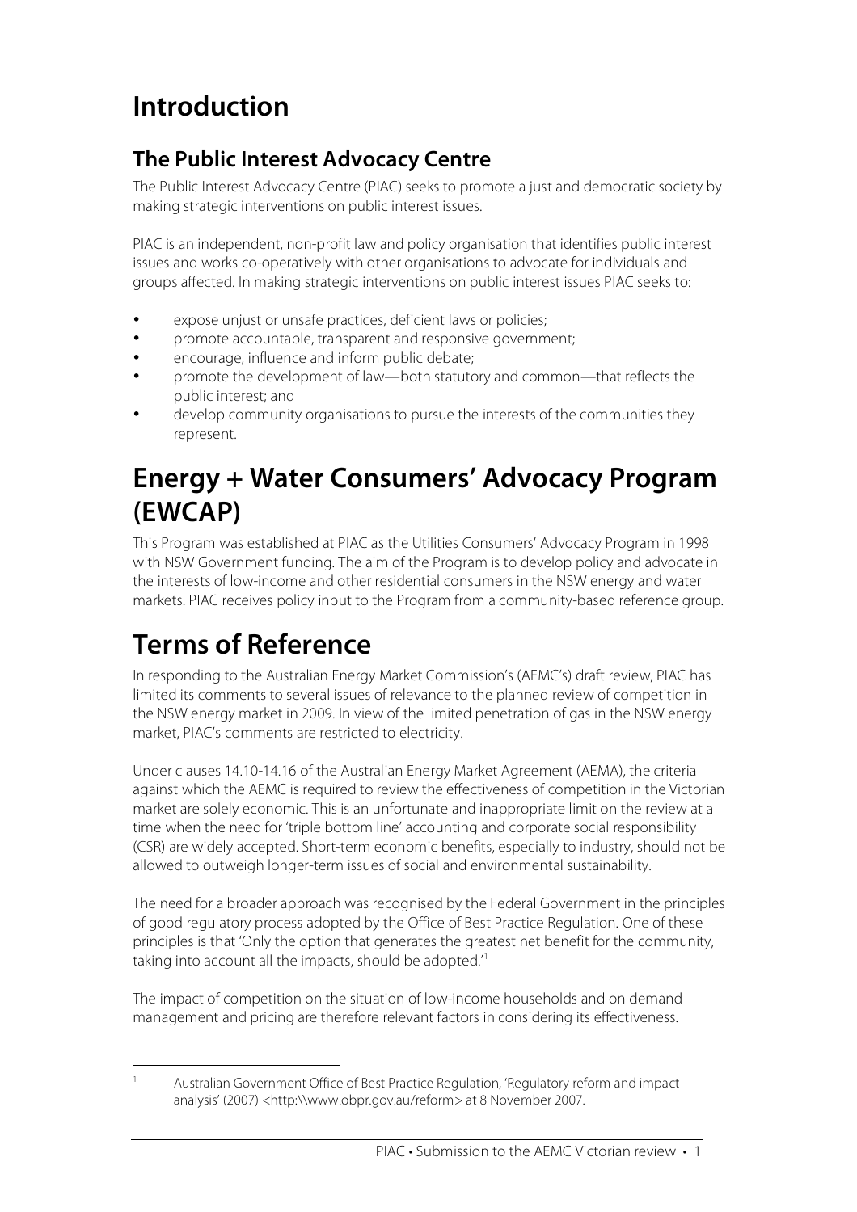# Introduction

## The Public Interest Advocacy Centre

The Public Interest Advocacy Centre (PIAC) seeks to promote a just and democratic society by making strategic interventions on public interest issues.

PIAC is an independent, non-profit law and policy organisation that identifies public interest issues and works co-operatively with other organisations to advocate for individuals and groups affected. In making strategic interventions on public interest issues PIAC seeks to:

- expose unjust or unsafe practices, deficient laws or policies;
- promote accountable, transparent and responsive government;
- encourage, influence and inform public debate;
- promote the development of law—both statutory and common—that reflects the public interest; and
- develop community organisations to pursue the interests of the communities they represent.

# Energy + Water Consumers' Advocacy Program (EWCAP)

This Program was established at PIAC as the Utilities Consumers' Advocacy Program in 1998 with NSW Government funding. The aim of the Program is to develop policy and advocate in the interests of low-income and other residential consumers in the NSW energy and water markets. PIAC receives policy input to the Program from a community-based reference group.

# Terms of Reference

In responding to the Australian Energy Market Commission's (AEMC's) draft review, PIAC has limited its comments to several issues of relevance to the planned review of competition in the NSW energy market in 2009. In view of the limited penetration of gas in the NSW energy market, PIAC's comments are restricted to electricity.

Under clauses 14.10-14.16 of the Australian Energy Market Agreement (AEMA), the criteria against which the AEMC is required to review the effectiveness of competition in the Victorian market are solely economic. This is an unfortunate and inappropriate limit on the review at a time when the need for 'triple bottom line' accounting and corporate social responsibility (CSR) are widely accepted. Short-term economic benefits, especially to industry, should not be allowed to outweigh longer-term issues of social and environmental sustainability.

The need for a broader approach was recognised by the Federal Government in the principles of good regulatory process adopted by the Office of Best Practice Regulation. One of these principles is that 'Only the option that generates the greatest net benefit for the community, taking into account all the impacts, should be adopted.'[1]

The impact of competition on the situation of low-income households and on demand management and pricing are therefore relevant factors in considering its effectiveness.

---

[1] Australian Government Office of Best Practice Regulation, 'Regulatory reform and impact analysis' (2007) <http:\\www.obpr.gov.au/reform> at 8 November 2007.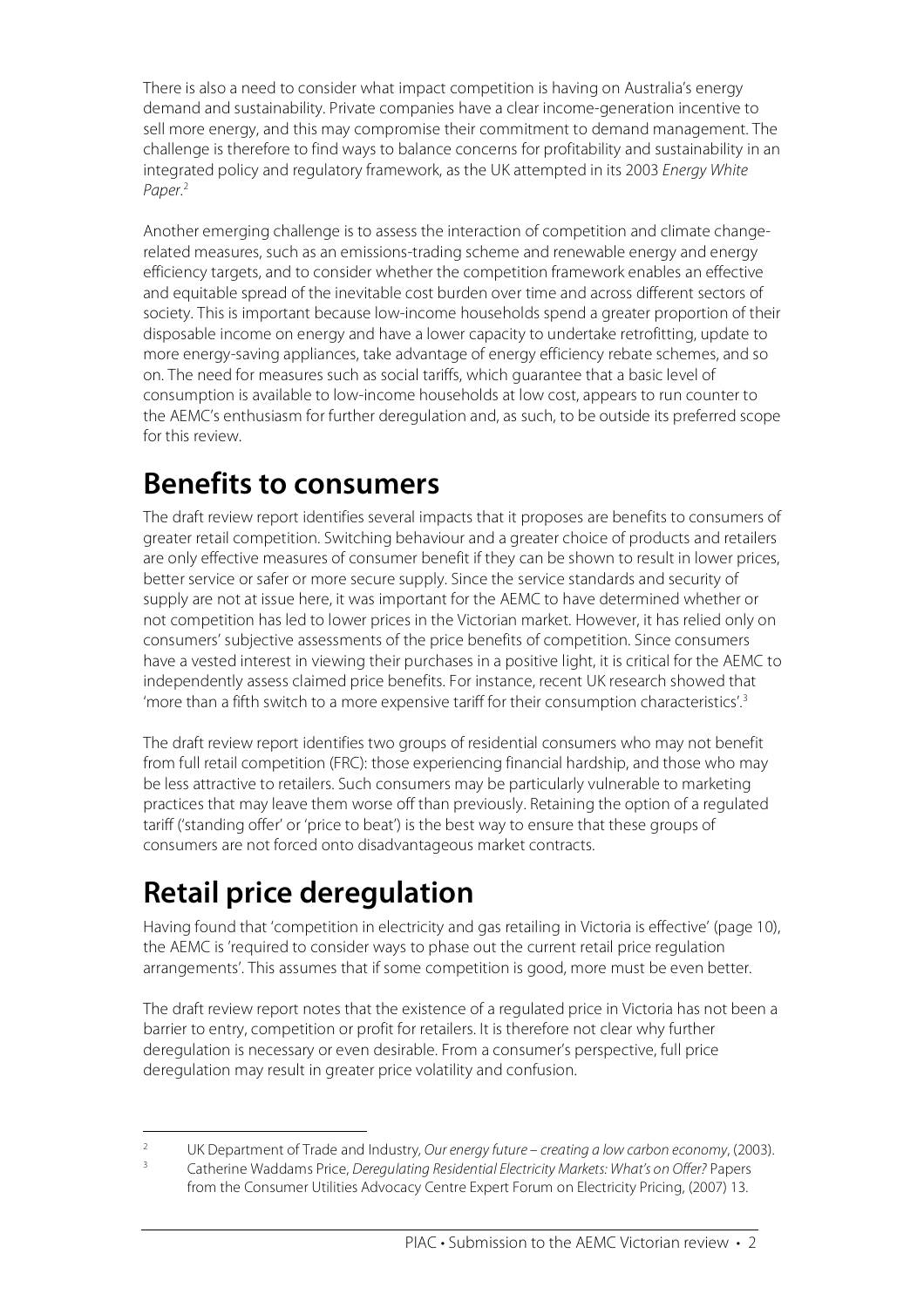There is also a need to consider what impact competition is having on Australia's energy demand and sustainability. Private companies have a clear income-generation incentive to sell more energy, and this may compromise their commitment to demand management. The challenge is therefore to find ways to balance concerns for profitability and sustainability in an integrated policy and regulatory framework, as the UK attempted in its 2003 *Energy White Paper*.[2]

Another emerging challenge is to assess the interaction of competition and climate change-related measures, such as an emissions-trading scheme and renewable energy and energy efficiency targets, and to consider whether the competition framework enables an effective and equitable spread of the inevitable cost burden over time and across different sectors of society. This is important because low-income households spend a greater proportion of their disposable income on energy and have a lower capacity to undertake retrofitting, update to more energy-saving appliances, take advantage of energy efficiency rebate schemes, and so on. The need for measures such as social tariffs, which guarantee that a basic level of consumption is available to low-income households at low cost, appears to run counter to the AEMC's enthusiasm for further deregulation and, as such, to be outside its preferred scope for this review.

# Benefits to consumers

The draft review report identifies several impacts that it proposes are benefits to consumers of greater retail competition. Switching behaviour and a greater choice of products and retailers are only effective measures of consumer benefit if they can be shown to result in lower prices, better service or safer or more secure supply. Since the service standards and security of supply are not at issue here, it was important for the AEMC to have determined whether or not competition has led to lower prices in the Victorian market. However, it has relied only on consumers' subjective assessments of the price benefits of competition. Since consumers have a vested interest in viewing their purchases in a positive light, it is critical for the AEMC to independently assess claimed price benefits. For instance, recent UK research showed that 'more than a fifth switch to a more expensive tariff for their consumption characteristics'.[3]

The draft review report identifies two groups of residential consumers who may not benefit from full retail competition (FRC): those experiencing financial hardship, and those who may be less attractive to retailers. Such consumers may be particularly vulnerable to marketing practices that may leave them worse off than previously. Retaining the option of a regulated tariff ('standing offer' or 'price to beat') is the best way to ensure that these groups of consumers are not forced onto disadvantageous market contracts.

# Retail price deregulation

Having found that 'competition in electricity and gas retailing in Victoria is effective' (page 10), the AEMC is 'required to consider ways to phase out the current retail price regulation arrangements'. This assumes that if some competition is good, more must be even better.

The draft review report notes that the existence of a regulated price in Victoria has not been a barrier to entry, competition or profit for retailers. It is therefore not clear why further deregulation is necessary or even desirable. From a consumer's perspective, full price deregulation may result in greater price volatility and confusion.

---

[2] UK Department of Trade and Industry, *Our energy future – creating a low carbon economy*, (2003).

[3] Catherine Waddams Price, *Deregulating Residential Electricity Markets: What's on Offer?* Papers from the Consumer Utilities Advocacy Centre Expert Forum on Electricity Pricing, (2007) 13.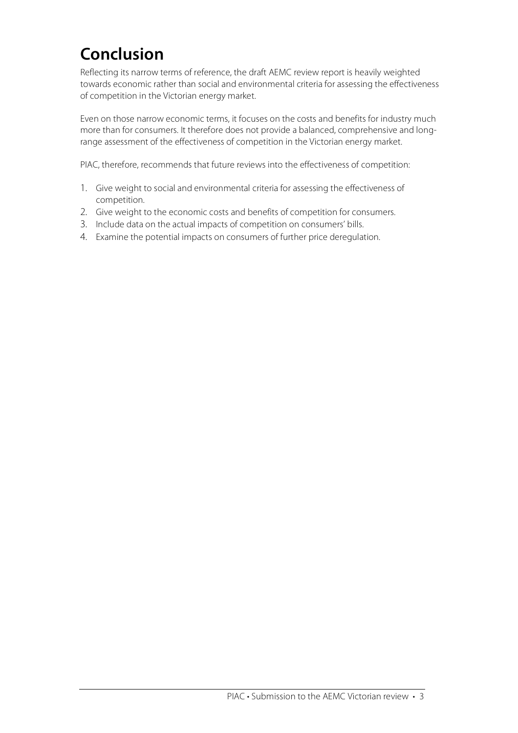# Conclusion

Reflecting its narrow terms of reference, the draft AEMC review report is heavily weighted towards economic rather than social and environmental criteria for assessing the effectiveness of competition in the Victorian energy market.

Even on those narrow economic terms, it focuses on the costs and benefits for industry much more than for consumers. It therefore does not provide a balanced, comprehensive and long-range assessment of the effectiveness of competition in the Victorian energy market.

PIAC, therefore, recommends that future reviews into the effectiveness of competition:

1. Give weight to social and environmental criteria for assessing the effectiveness of competition.
2. Give weight to the economic costs and benefits of competition for consumers.
3. Include data on the actual impacts of competition on consumers' bills.
4. Examine the potential impacts on consumers of further price deregulation.